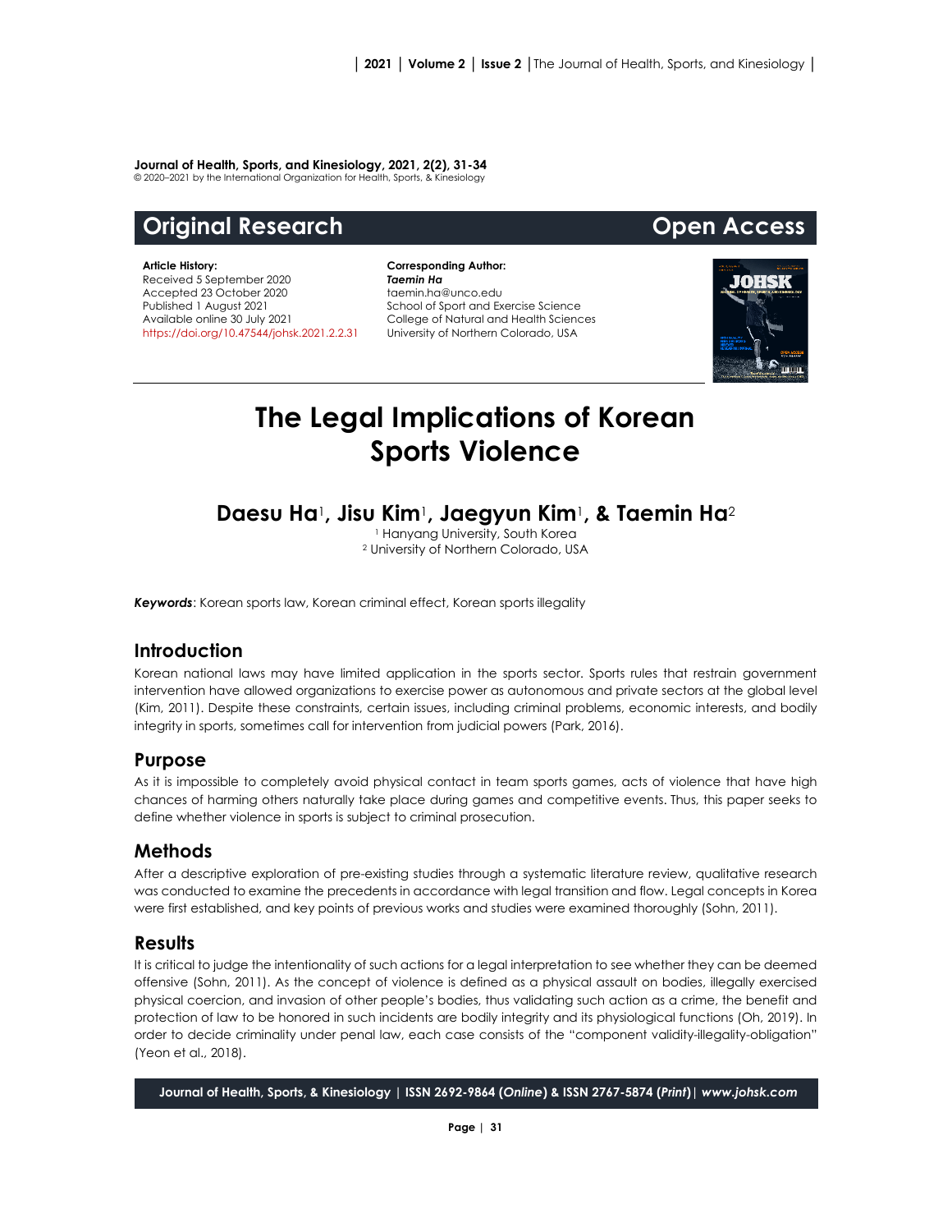**Journal of Health, Sports, and Kinesiology, 2021, 2(2), 31-34**
© 2020–2021 by the International Organization for Health, Sports, & Kinesiology

**Original Research** **Open Access**

**Article History:**
Received 5 September 2020
Accepted 23 October 2020
Published 1 August 2021
Available online 30 July 2021
https://doi.org/10.47544/johsk.2021.2.2.31

**Corresponding Author:**
***Taemin Ha***
taemin.ha@unco.edu
School of Sport and Exercise Science
College of Natural and Health Sciences
University of Northern Colorado, USA

# The Legal Implications of Korean Sports Violence

## Daesu Ha[1], Jisu Kim[1], Jaegyun Kim[1], & Taemin Ha[2]

[1] Hanyang University, South Korea
[2] University of Northern Colorado, USA

***Keywords***: Korean sports law, Korean criminal effect, Korean sports illegality

## Introduction

Korean national laws may have limited application in the sports sector. Sports rules that restrain government intervention have allowed organizations to exercise power as autonomous and private sectors at the global level (Kim, 2011). Despite these constraints, certain issues, including criminal problems, economic interests, and bodily integrity in sports, sometimes call for intervention from judicial powers (Park, 2016).

## Purpose

As it is impossible to completely avoid physical contact in team sports games, acts of violence that have high chances of harming others naturally take place during games and competitive events. Thus, this paper seeks to define whether violence in sports is subject to criminal prosecution.

## Methods

After a descriptive exploration of pre-existing studies through a systematic literature review, qualitative research was conducted to examine the precedents in accordance with legal transition and flow. Legal concepts in Korea were first established, and key points of previous works and studies were examined thoroughly (Sohn, 2011).

## Results

It is critical to judge the intentionality of such actions for a legal interpretation to see whether they can be deemed offensive (Sohn, 2011). As the concept of violence is defined as a physical assault on bodies, illegally exercised physical coercion, and invasion of other people's bodies, thus validating such action as a crime, the benefit and protection of law to be honored in such incidents are bodily integrity and its physiological functions (Oh, 2019). In order to decide criminality under penal law, each case consists of the "component validity-illegality-obligation" (Yeon et al., 2018).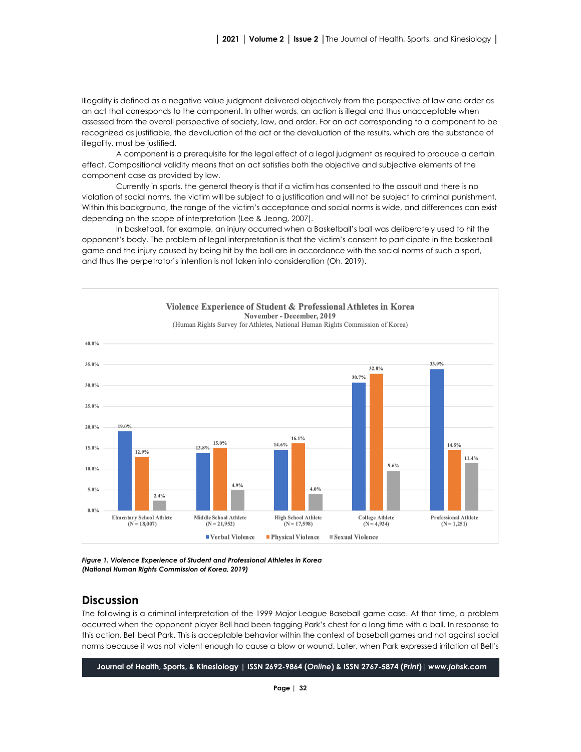Illegality is defined as a negative value judgment delivered objectively from the perspective of law and order as an act that corresponds to the component. In other words, an action is illegal and thus unacceptable when assessed from the overall perspective of society, law, and order. For an act corresponding to a component to be recognized as justifiable, the devaluation of the act or the devaluation of the results, which are the substance of illegality, must be justified.

A component is a prerequisite for the legal effect of a legal judgment as required to produce a certain effect. Compositional validity means that an act satisfies both the objective and subjective elements of the component case as provided by law.

Currently in sports, the general theory is that if a victim has consented to the assault and there is no violation of social norms, the victim will be subject to a justification and will not be subject to criminal punishment. Within this background, the range of the victim's acceptance and social norms is wide, and differences can exist depending on the scope of interpretation (Lee & Jeong, 2007).

In basketball, for example, an injury occurred when a Basketball's ball was deliberately used to hit the opponent's body. The problem of legal interpretation is that the victim's consent to participate in the basketball game and the injury caused by being hit by the ball are in accordance with the social norms of such a sport, and thus the perpetrator's intention is not taken into consideration (Oh, 2019).

**Violence Experience of Student & Professional Athletes in Korea**
**November - December, 2019**
(Human Rights Survey for Athletes, National Human Rights Commission of Korea)

| | Verbal Violence | Physical Violence | Sexual Violence |
|---|---|---|---|
| Elmentary School Athlete (N = 18,007) | 19.0% | 12.9% | 2.4% |
| Middle School Athlete (N = 21,952) | 13.8% | 15.0% | 4.9% |
| High School Athlete (N = 17,598) | 14.6% | 16.1% | 4.0% |
| College Athlete (N = 4,924) | 30.7% | 32.8% | 9.6% |
| Professional Athlete (N = 1,251) | 33.9% | 14.5% | 11.4% |

***Figure 1. Violence Experience of Student and Professional Athletes in Korea (National Human Rights Commission of Korea, 2019)***

## Discussion

The following is a criminal interpretation of the 1999 Major League Baseball game case. At that time, a problem occurred when the opponent player Bell had been tagging Park's chest for a long time with a ball. In response to this action, Bell beat Park. This is acceptable behavior within the context of baseball games and not against social norms because it was not violent enough to cause a blow or wound. Later, when Park expressed irritation at Bell's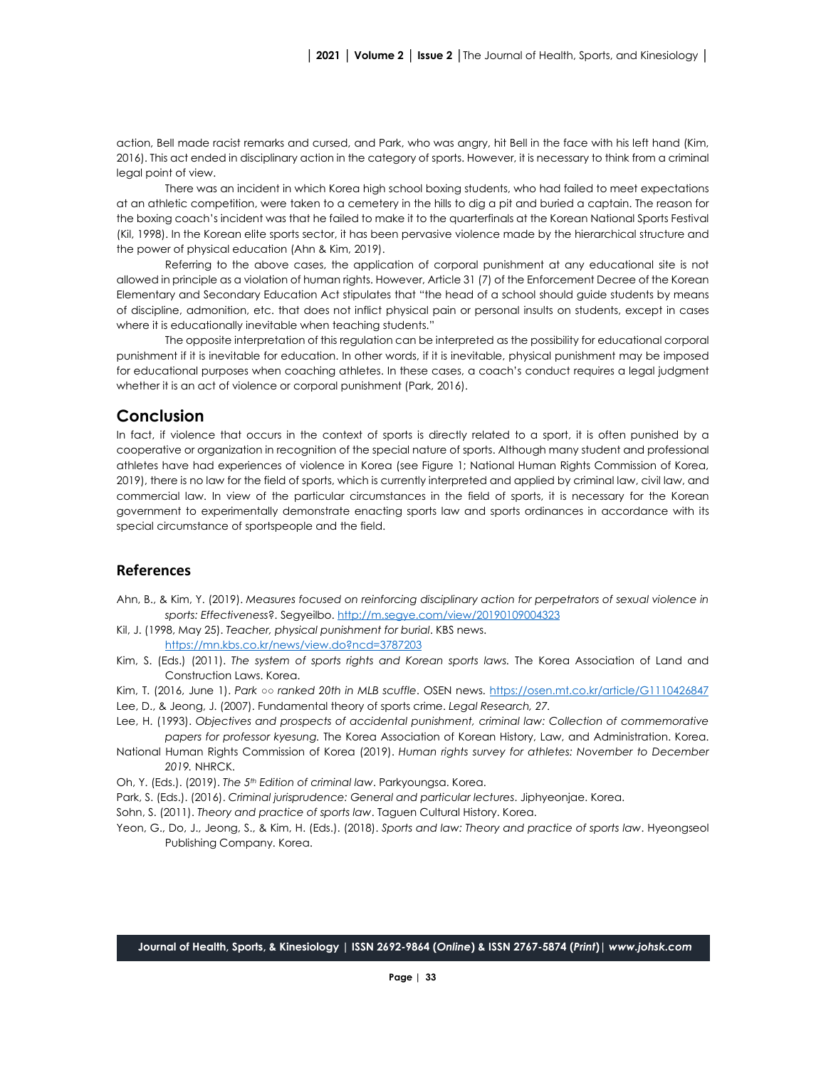action, Bell made racist remarks and cursed, and Park, who was angry, hit Bell in the face with his left hand (Kim, 2016). This act ended in disciplinary action in the category of sports. However, it is necessary to think from a criminal legal point of view.

There was an incident in which Korea high school boxing students, who had failed to meet expectations at an athletic competition, were taken to a cemetery in the hills to dig a pit and buried a captain. The reason for the boxing coach's incident was that he failed to make it to the quarterfinals at the Korean National Sports Festival (Kil, 1998). In the Korean elite sports sector, it has been pervasive violence made by the hierarchical structure and the power of physical education (Ahn & Kim, 2019).

Referring to the above cases, the application of corporal punishment at any educational site is not allowed in principle as a violation of human rights. However, Article 31 (7) of the Enforcement Decree of the Korean Elementary and Secondary Education Act stipulates that "the head of a school should guide students by means of discipline, admonition, etc. that does not inflict physical pain or personal insults on students, except in cases where it is educationally inevitable when teaching students."

The opposite interpretation of this regulation can be interpreted as the possibility for educational corporal punishment if it is inevitable for education. In other words, if it is inevitable, physical punishment may be imposed for educational purposes when coaching athletes. In these cases, a coach's conduct requires a legal judgment whether it is an act of violence or corporal punishment (Park, 2016).

## Conclusion

In fact, if violence that occurs in the context of sports is directly related to a sport, it is often punished by a cooperative or organization in recognition of the special nature of sports. Although many student and professional athletes have had experiences of violence in Korea (see Figure 1; National Human Rights Commission of Korea, 2019), there is no law for the field of sports, which is currently interpreted and applied by criminal law, civil law, and commercial law. In view of the particular circumstances in the field of sports, it is necessary for the Korean government to experimentally demonstrate enacting sports law and sports ordinances in accordance with its special circumstance of sportspeople and the field.

## References

Ahn, B., & Kim, Y. (2019). *Measures focused on reinforcing disciplinary action for perpetrators of sexual violence in sports: Effectiveness?*. Segyeilbo. http://m.segye.com/view/20190109004323

Kil, J. (1998, May 25). *Teacher, physical punishment for burial*. KBS news. https://mn.kbs.co.kr/news/view.do?ncd=3787203

Kim, S. (Eds.) (2011). *The system of sports rights and Korean sports laws.* The Korea Association of Land and Construction Laws. Korea.

Kim, T. (2016, June 1). *Park ○○ ranked 20th in MLB scuffle*. OSEN news. https://osen.mt.co.kr/article/G1110426847

Lee, D., & Jeong, J. (2007). Fundamental theory of sports crime. *Legal Research, 27.*

Lee, H. (1993). *Objectives and prospects of accidental punishment, criminal law: Collection of commemorative papers for professor kyesung.* The Korea Association of Korean History, Law, and Administration. Korea.

National Human Rights Commission of Korea (2019). *Human rights survey for athletes: November to December 2019.* NHRCK.

Oh, Y. (Eds.). (2019). *The 5th Edition of criminal law*. Parkyoungsa. Korea.

Park, S. (Eds.). (2016). *Criminal jurisprudence: General and particular lectures*. Jiphyeonjae. Korea.

Sohn, S. (2011). *Theory and practice of sports law*. Taguen Cultural History. Korea.

Yeon, G., Do, J., Jeong, S., & Kim, H. (Eds.). (2018). *Sports and law: Theory and practice of sports law*. Hyeongseol Publishing Company. Korea.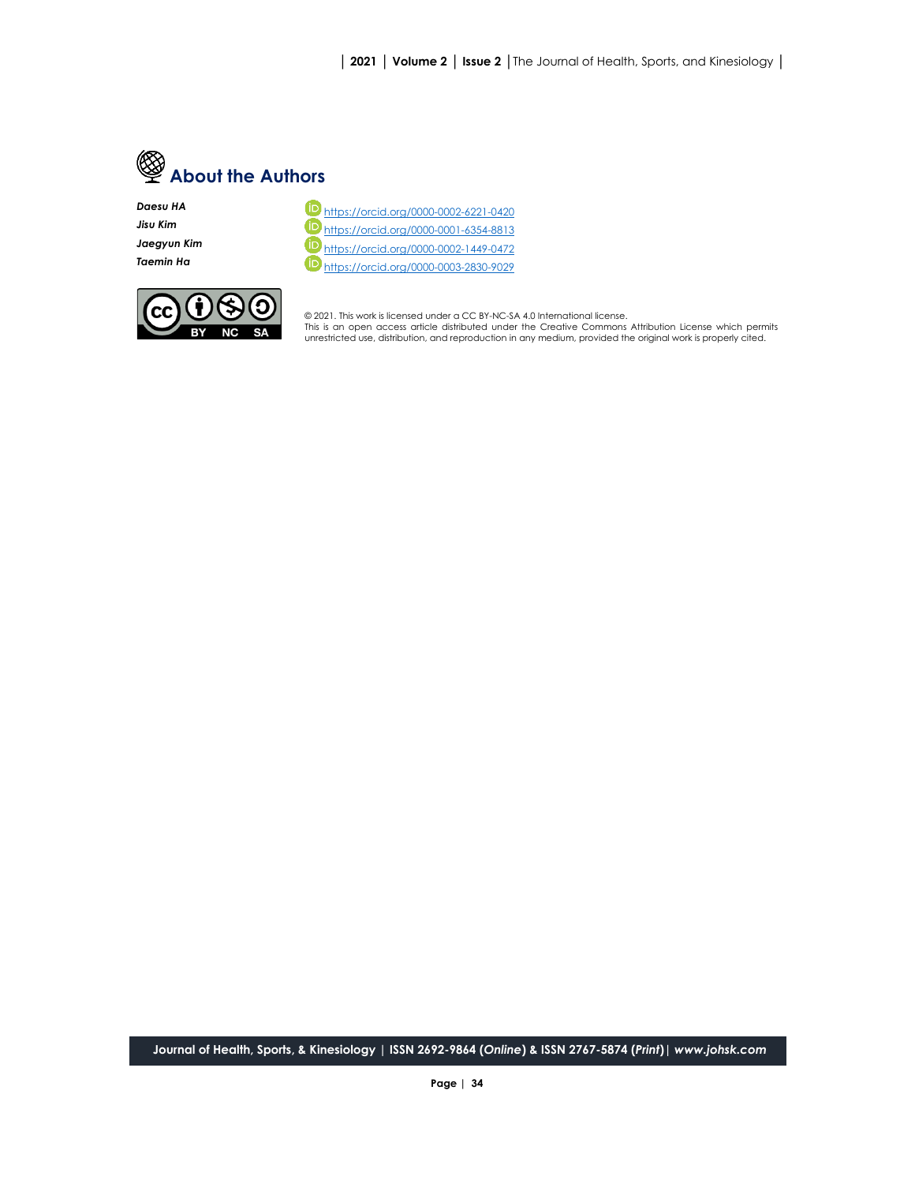## About the Authors

| | |
|---|---|
| *Daesu HA* | https://orcid.org/0000-0002-6221-0420 |
| *Jisu Kim* | https://orcid.org/0000-0001-6354-8813 |
| *Jaegyun Kim* | https://orcid.org/0000-0002-1449-0472 |
| *Taemin Ha* | https://orcid.org/0000-0003-2830-9029 |

© 2021. This work is licensed under a CC BY-NC-SA 4.0 International license.
This is an open access article distributed under the Creative Commons Attribution License which permits unrestricted use, distribution, and reproduction in any medium, provided the original work is properly cited.